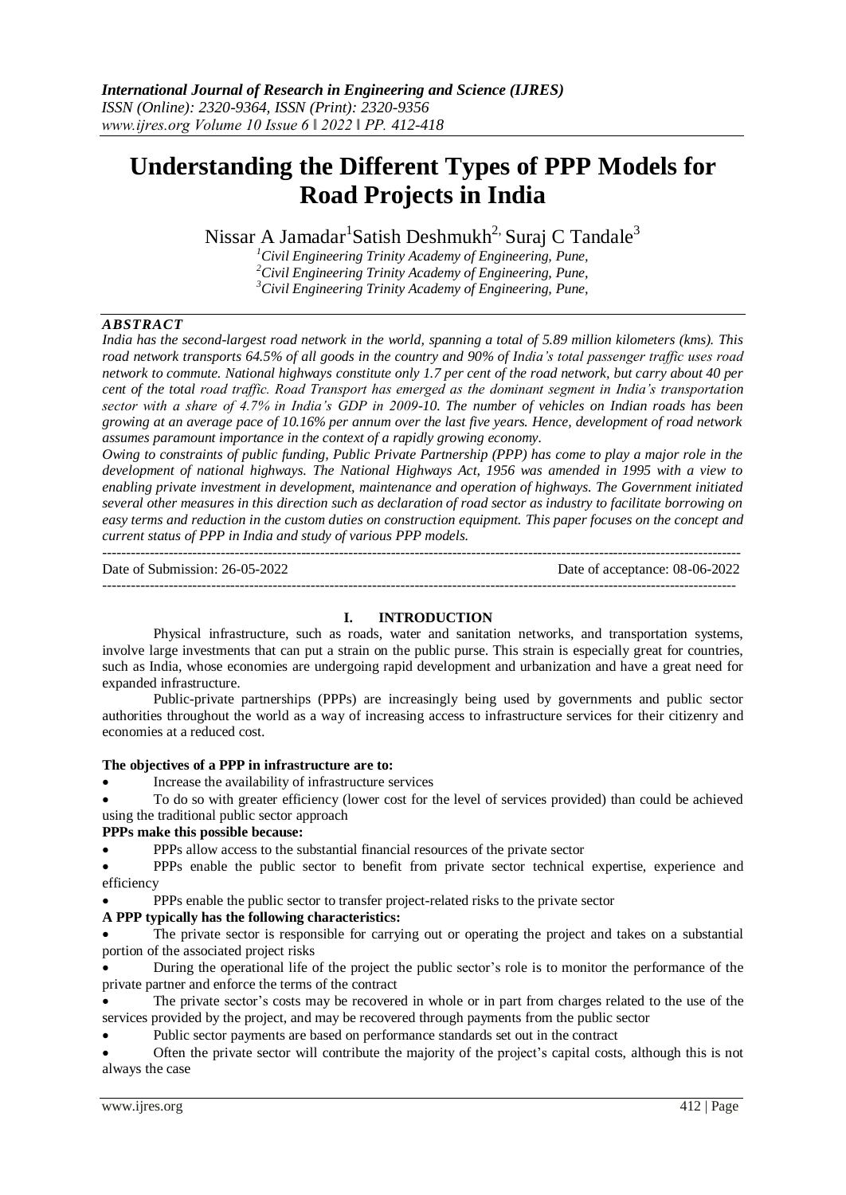# Understanding the Different Types of PPP Models for Road Projects in India

Nissar A Jamadar[1] Satish Deshmukh[2], Suraj C Tandale[3]

[1]Civil Engineering Trinity Academy of Engineering, Pune,
[2]Civil Engineering Trinity Academy of Engineering, Pune,
[3]Civil Engineering Trinity Academy of Engineering, Pune,

## ABSTRACT

*India has the second-largest road network in the world, spanning a total of 5.89 million kilometers (kms). This road network transports 64.5% of all goods in the country and 90% of India's total passenger traffic uses road network to commute. National highways constitute only 1.7 per cent of the road network, but carry about 40 per cent of the total road traffic. Road Transport has emerged as the dominant segment in India's transportation sector with a share of 4.7% in India's GDP in 2009-10. The number of vehicles on Indian roads has been growing at an average pace of 10.16% per annum over the last five years. Hence, development of road network assumes paramount importance in the context of a rapidly growing economy.*

*Owing to constraints of public funding, Public Private Partnership (PPP) has come to play a major role in the development of national highways. The National Highways Act, 1956 was amended in 1995 with a view to enabling private investment in development, maintenance and operation of highways. The Government initiated several other measures in this direction such as declaration of road sector as industry to facilitate borrowing on easy terms and reduction in the custom duties on construction equipment. This paper focuses on the concept and current status of PPP in India and study of various PPP models.*

---

Date of Submission: 26-05-2022 Date of acceptance: 08-06-2022

---

## I. INTRODUCTION

Physical infrastructure, such as roads, water and sanitation networks, and transportation systems, involve large investments that can put a strain on the public purse. This strain is especially great for countries, such as India, whose economies are undergoing rapid development and urbanization and have a great need for expanded infrastructure.

Public-private partnerships (PPPs) are increasingly being used by governments and public sector authorities throughout the world as a way of increasing access to infrastructure services for their citizenry and economies at a reduced cost.

**The objectives of a PPP in infrastructure are to:**

- Increase the availability of infrastructure services
- To do so with greater efficiency (lower cost for the level of services provided) than could be achieved using the traditional public sector approach

**PPPs make this possible because:**

- PPPs allow access to the substantial financial resources of the private sector
- PPPs enable the public sector to benefit from private sector technical expertise, experience and efficiency
- PPPs enable the public sector to transfer project-related risks to the private sector

**A PPP typically has the following characteristics:**

- The private sector is responsible for carrying out or operating the project and takes on a substantial portion of the associated project risks
- During the operational life of the project the public sector's role is to monitor the performance of the private partner and enforce the terms of the contract
- The private sector's costs may be recovered in whole or in part from charges related to the use of the services provided by the project, and may be recovered through payments from the public sector
- Public sector payments are based on performance standards set out in the contract
- Often the private sector will contribute the majority of the project's capital costs, although this is not always the case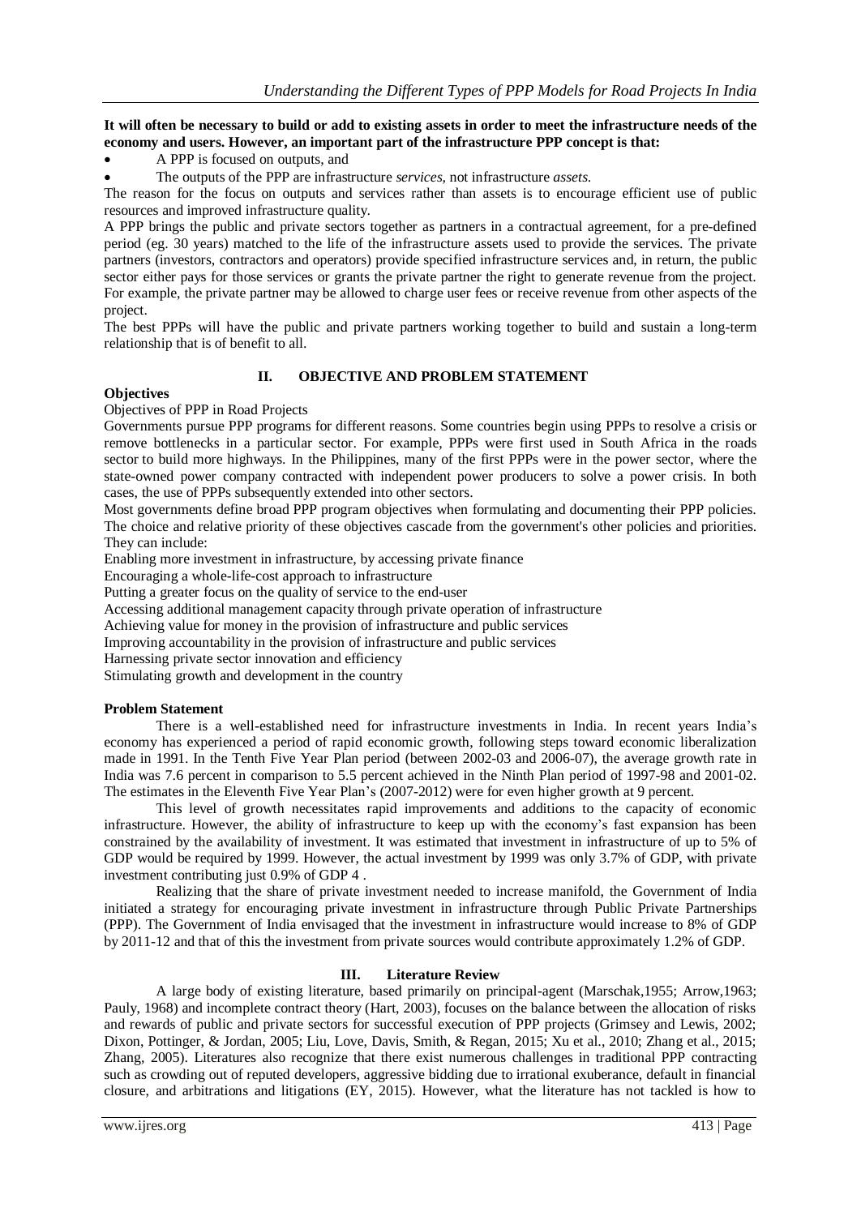**It will often be necessary to build or add to existing assets in order to meet the infrastructure needs of the economy and users. However, an important part of the infrastructure PPP concept is that:**

- A PPP is focused on outputs, and
- The outputs of the PPP are infrastructure *services*, not infrastructure *assets*.

The reason for the focus on outputs and services rather than assets is to encourage efficient use of public resources and improved infrastructure quality.

A PPP brings the public and private sectors together as partners in a contractual agreement, for a pre-defined period (eg. 30 years) matched to the life of the infrastructure assets used to provide the services. The private partners (investors, contractors and operators) provide specified infrastructure services and, in return, the public sector either pays for those services or grants the private partner the right to generate revenue from the project. For example, the private partner may be allowed to charge user fees or receive revenue from other aspects of the project.

The best PPPs will have the public and private partners working together to build and sustain a long-term relationship that is of benefit to all.

## II. OBJECTIVE AND PROBLEM STATEMENT

**Objectives**

Objectives of PPP in Road Projects

Governments pursue PPP programs for different reasons. Some countries begin using PPPs to resolve a crisis or remove bottlenecks in a particular sector. For example, PPPs were first used in South Africa in the roads sector to build more highways. In the Philippines, many of the first PPPs were in the power sector, where the state-owned power company contracted with independent power producers to solve a power crisis. In both cases, the use of PPPs subsequently extended into other sectors.

Most governments define broad PPP program objectives when formulating and documenting their PPP policies. The choice and relative priority of these objectives cascade from the government's other policies and priorities. They can include:

Enabling more investment in infrastructure, by accessing private finance

Encouraging a whole-life-cost approach to infrastructure

Putting a greater focus on the quality of service to the end-user

Accessing additional management capacity through private operation of infrastructure

Achieving value for money in the provision of infrastructure and public services

Improving accountability in the provision of infrastructure and public services

Harnessing private sector innovation and efficiency

Stimulating growth and development in the country

**Problem Statement**

There is a well-established need for infrastructure investments in India. In recent years India's economy has experienced a period of rapid economic growth, following steps toward economic liberalization made in 1991. In the Tenth Five Year Plan period (between 2002-03 and 2006-07), the average growth rate in India was 7.6 percent in comparison to 5.5 percent achieved in the Ninth Plan period of 1997-98 and 2001-02. The estimates in the Eleventh Five Year Plan's (2007-2012) were for even higher growth at 9 percent.

This level of growth necessitates rapid improvements and additions to the capacity of economic infrastructure. However, the ability of infrastructure to keep up with the economy's fast expansion has been constrained by the availability of investment. It was estimated that investment in infrastructure of up to 5% of GDP would be required by 1999. However, the actual investment by 1999 was only 3.7% of GDP, with private investment contributing just 0.9% of GDP 4 .

Realizing that the share of private investment needed to increase manifold, the Government of India initiated a strategy for encouraging private investment in infrastructure through Public Private Partnerships (PPP). The Government of India envisaged that the investment in infrastructure would increase to 8% of GDP by 2011-12 and that of this the investment from private sources would contribute approximately 1.2% of GDP.

## III. Literature Review

A large body of existing literature, based primarily on principal-agent (Marschak,1955; Arrow,1963; Pauly, 1968) and incomplete contract theory (Hart, 2003), focuses on the balance between the allocation of risks and rewards of public and private sectors for successful execution of PPP projects (Grimsey and Lewis, 2002; Dixon, Pottinger, & Jordan, 2005; Liu, Love, Davis, Smith, & Regan, 2015; Xu et al., 2010; Zhang et al., 2015; Zhang, 2005). Literatures also recognize that there exist numerous challenges in traditional PPP contracting such as crowding out of reputed developers, aggressive bidding due to irrational exuberance, default in financial closure, and arbitrations and litigations (EY, 2015). However, what the literature has not tackled is how to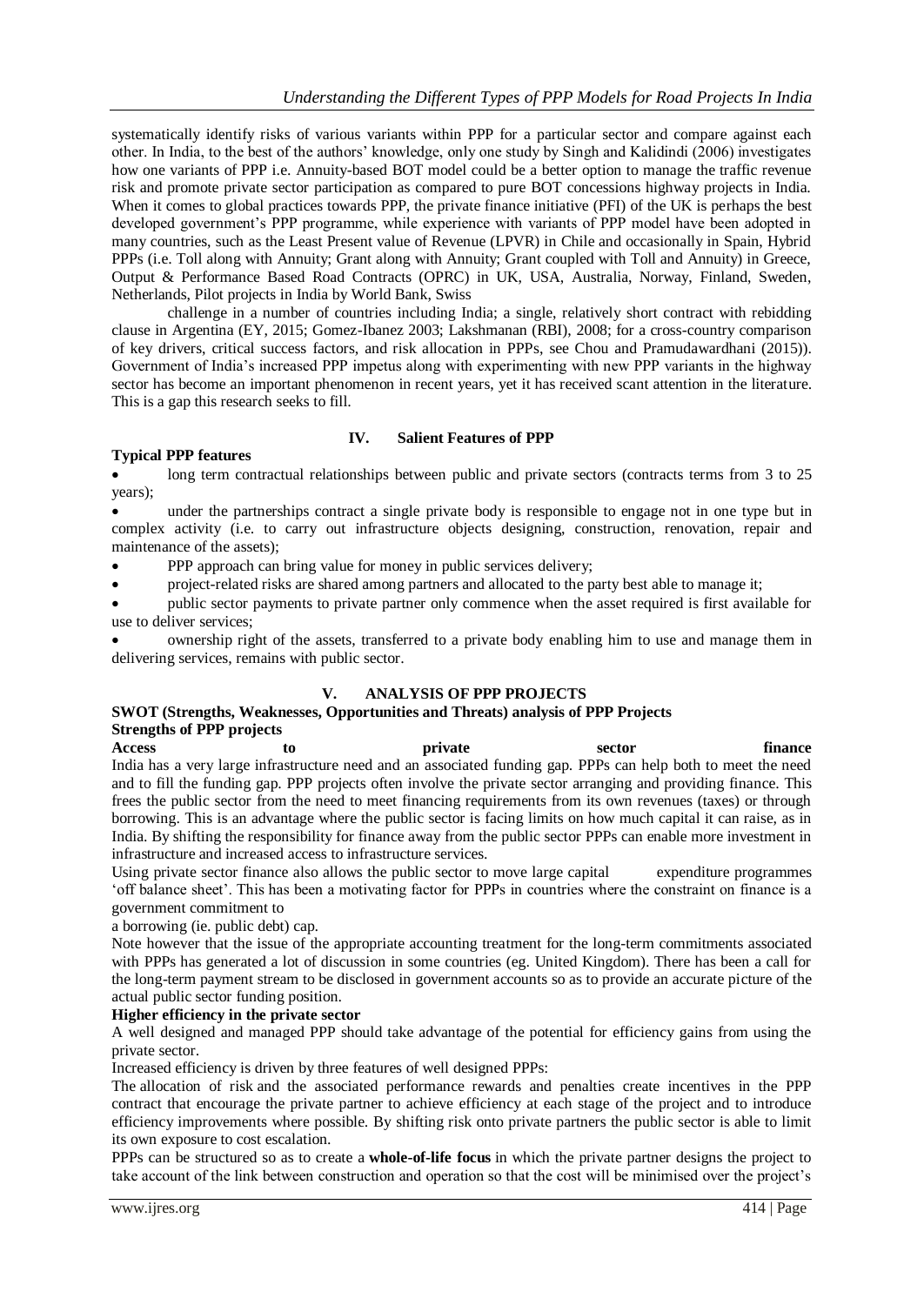systematically identify risks of various variants within PPP for a particular sector and compare against each other. In India, to the best of the authors' knowledge, only one study by Singh and Kalidindi (2006) investigates how one variants of PPP i.e. Annuity-based BOT model could be a better option to manage the traffic revenue risk and promote private sector participation as compared to pure BOT concessions highway projects in India. When it comes to global practices towards PPP, the private finance initiative (PFI) of the UK is perhaps the best developed government's PPP programme, while experience with variants of PPP model have been adopted in many countries, such as the Least Present value of Revenue (LPVR) in Chile and occasionally in Spain, Hybrid PPPs (i.e. Toll along with Annuity; Grant along with Annuity; Grant coupled with Toll and Annuity) in Greece, Output & Performance Based Road Contracts (OPRC) in UK, USA, Australia, Norway, Finland, Sweden, Netherlands, Pilot projects in India by World Bank, Swiss

challenge in a number of countries including India; a single, relatively short contract with rebidding clause in Argentina (EY, 2015; Gomez-Ibanez 2003; Lakshmanan (RBI), 2008; for a cross-country comparison of key drivers, critical success factors, and risk allocation in PPPs, see Chou and Pramudawardhani (2015)). Government of India's increased PPP impetus along with experimenting with new PPP variants in the highway sector has become an important phenomenon in recent years, yet it has received scant attention in the literature. This is a gap this research seeks to fill.

## IV. Salient Features of PPP

### Typical PPP features

- long term contractual relationships between public and private sectors (contracts terms from 3 to 25 years);
- under the partnerships contract a single private body is responsible to engage not in one type but in complex activity (i.e. to carry out infrastructure objects designing, construction, renovation, repair and maintenance of the assets);
- PPP approach can bring value for money in public services delivery;
- project-related risks are shared among partners and allocated to the party best able to manage it;
- public sector payments to private partner only commence when the asset required is first available for use to deliver services;
- ownership right of the assets, transferred to a private body enabling him to use and manage them in delivering services, remains with public sector.

## V. ANALYSIS OF PPP PROJECTS

### SWOT (Strengths, Weaknesses, Opportunities and Threats) analysis of PPP Projects

### Strengths of PPP projects

**Access to private sector finance**

India has a very large infrastructure need and an associated funding gap. PPPs can help both to meet the need and to fill the funding gap. PPP projects often involve the private sector arranging and providing finance. This frees the public sector from the need to meet financing requirements from its own revenues (taxes) or through borrowing. This is an advantage where the public sector is facing limits on how much capital it can raise, as in India. By shifting the responsibility for finance away from the public sector PPPs can enable more investment in infrastructure and increased access to infrastructure services.

Using private sector finance also allows the public sector to move large capital expenditure programmes 'off balance sheet'. This has been a motivating factor for PPPs in countries where the constraint on finance is a government commitment to a borrowing (ie. public debt) cap.

Note however that the issue of the appropriate accounting treatment for the long-term commitments associated with PPPs has generated a lot of discussion in some countries (eg. United Kingdom). There has been a call for the long-term payment stream to be disclosed in government accounts so as to provide an accurate picture of the actual public sector funding position.

**Higher efficiency in the private sector**

A well designed and managed PPP should take advantage of the potential for efficiency gains from using the private sector.

Increased efficiency is driven by three features of well designed PPPs:

The allocation of risk and the associated performance rewards and penalties create incentives in the PPP contract that encourage the private partner to achieve efficiency at each stage of the project and to introduce efficiency improvements where possible. By shifting risk onto private partners the public sector is able to limit its own exposure to cost escalation.

PPPs can be structured so as to create a **whole-of-life focus** in which the private partner designs the project to take account of the link between construction and operation so that the cost will be minimised over the project's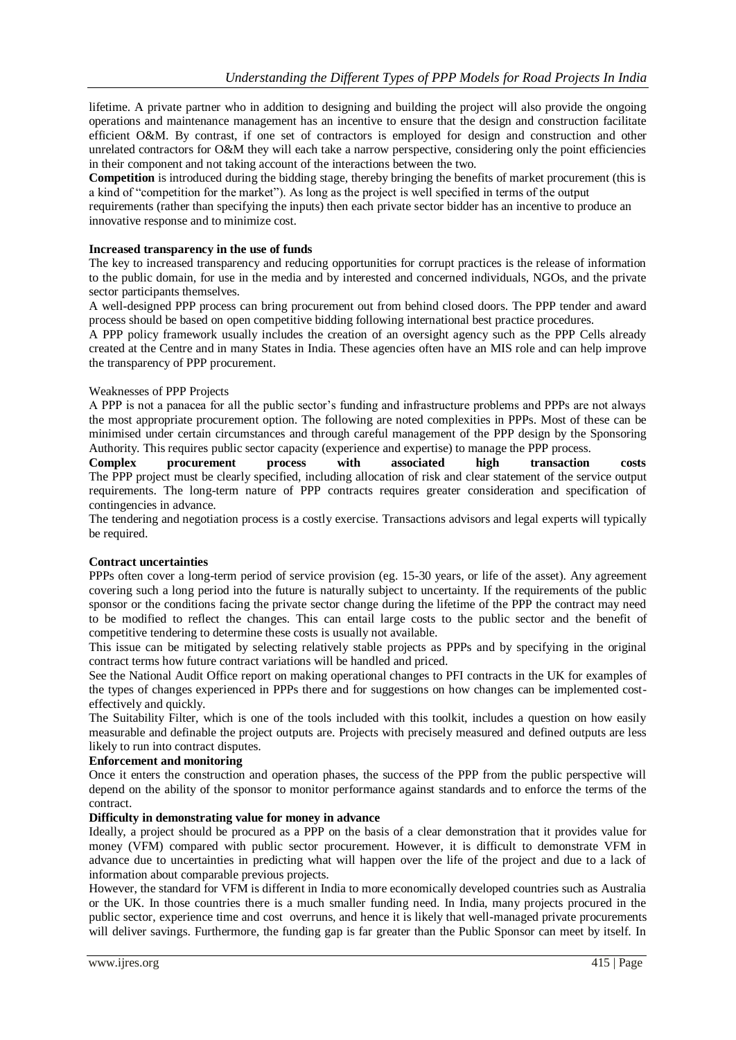lifetime. A private partner who in addition to designing and building the project will also provide the ongoing operations and maintenance management has an incentive to ensure that the design and construction facilitate efficient O&M. By contrast, if one set of contractors is employed for design and construction and other unrelated contractors for O&M they will each take a narrow perspective, considering only the point efficiencies in their component and not taking account of the interactions between the two.

**Competition** is introduced during the bidding stage, thereby bringing the benefits of market procurement (this is a kind of "competition for the market"). As long as the project is well specified in terms of the output requirements (rather than specifying the inputs) then each private sector bidder has an incentive to produce an innovative response and to minimize cost.

**Increased transparency in the use of funds**

The key to increased transparency and reducing opportunities for corrupt practices is the release of information to the public domain, for use in the media and by interested and concerned individuals, NGOs, and the private sector participants themselves.

A well-designed PPP process can bring procurement out from behind closed doors. The PPP tender and award process should be based on open competitive bidding following international best practice procedures.

A PPP policy framework usually includes the creation of an oversight agency such as the PPP Cells already created at the Centre and in many States in India. These agencies often have an MIS role and can help improve the transparency of PPP procurement.

Weaknesses of PPP Projects

A PPP is not a panacea for all the public sector's funding and infrastructure problems and PPPs are not always the most appropriate procurement option. The following are noted complexities in PPPs. Most of these can be minimised under certain circumstances and through careful management of the PPP design by the Sponsoring Authority. This requires public sector capacity (experience and expertise) to manage the PPP process.

**Complex procurement process with associated high transaction costs**

The PPP project must be clearly specified, including allocation of risk and clear statement of the service output requirements. The long-term nature of PPP contracts requires greater consideration and specification of contingencies in advance.

The tendering and negotiation process is a costly exercise. Transactions advisors and legal experts will typically be required.

**Contract uncertainties**

PPPs often cover a long-term period of service provision (eg. 15-30 years, or life of the asset). Any agreement covering such a long period into the future is naturally subject to uncertainty. If the requirements of the public sponsor or the conditions facing the private sector change during the lifetime of the PPP the contract may need to be modified to reflect the changes. This can entail large costs to the public sector and the benefit of competitive tendering to determine these costs is usually not available.

This issue can be mitigated by selecting relatively stable projects as PPPs and by specifying in the original contract terms how future contract variations will be handled and priced.

See the National Audit Office report on making operational changes to PFI contracts in the UK for examples of the types of changes experienced in PPPs there and for suggestions on how changes can be implemented cost-effectively and quickly.

The Suitability Filter, which is one of the tools included with this toolkit, includes a question on how easily measurable and definable the project outputs are. Projects with precisely measured and defined outputs are less likely to run into contract disputes.

**Enforcement and monitoring**

Once it enters the construction and operation phases, the success of the PPP from the public perspective will depend on the ability of the sponsor to monitor performance against standards and to enforce the terms of the contract.

**Difficulty in demonstrating value for money in advance**

Ideally, a project should be procured as a PPP on the basis of a clear demonstration that it provides value for money (VFM) compared with public sector procurement. However, it is difficult to demonstrate VFM in advance due to uncertainties in predicting what will happen over the life of the project and due to a lack of information about comparable previous projects.

However, the standard for VFM is different in India to more economically developed countries such as Australia or the UK. In those countries there is a much smaller funding need. In India, many projects procured in the public sector, experience time and cost overruns, and hence it is likely that well-managed private procurements will deliver savings. Furthermore, the funding gap is far greater than the Public Sponsor can meet by itself. In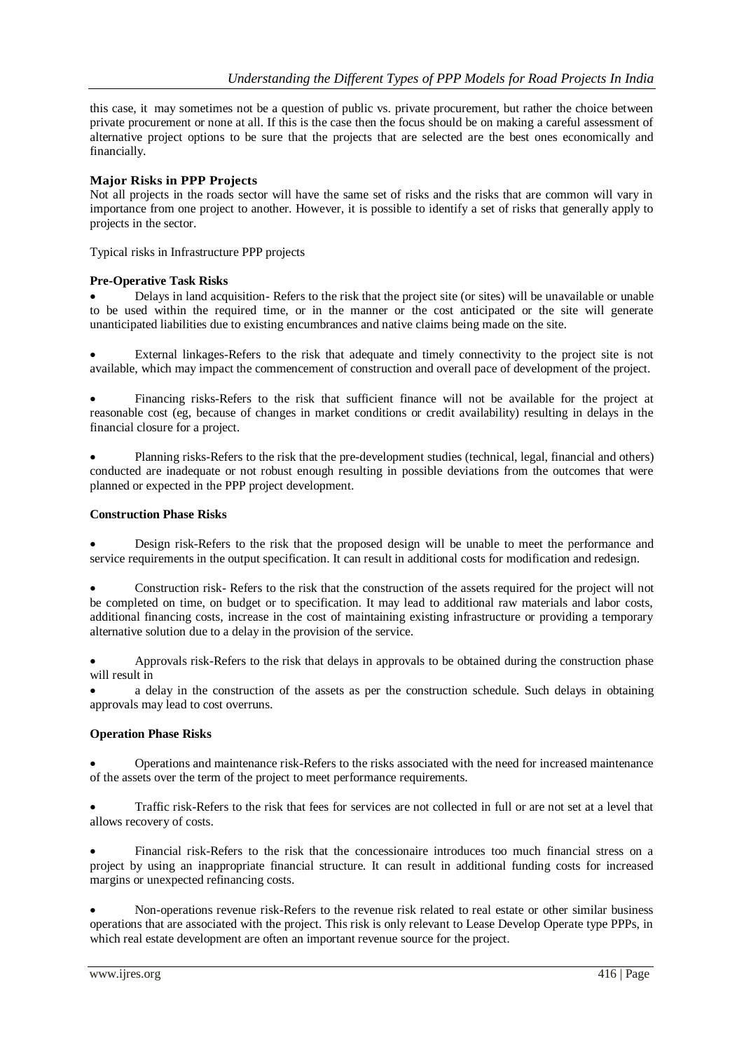this case, it may sometimes not be a question of public vs. private procurement, but rather the choice between private procurement or none at all. If this is the case then the focus should be on making a careful assessment of alternative project options to be sure that the projects that are selected are the best ones economically and financially.

**Major Risks in PPP Projects**

Not all projects in the roads sector will have the same set of risks and the risks that are common will vary in importance from one project to another. However, it is possible to identify a set of risks that generally apply to projects in the sector.

Typical risks in Infrastructure PPP projects

**Pre-Operative Task Risks**

- Delays in land acquisition- Refers to the risk that the project site (or sites) will be unavailable or unable to be used within the required time, or in the manner or the cost anticipated or the site will generate unanticipated liabilities due to existing encumbrances and native claims being made on the site.

- External linkages-Refers to the risk that adequate and timely connectivity to the project site is not available, which may impact the commencement of construction and overall pace of development of the project.

- Financing risks-Refers to the risk that sufficient finance will not be available for the project at reasonable cost (eg, because of changes in market conditions or credit availability) resulting in delays in the financial closure for a project.

- Planning risks-Refers to the risk that the pre-development studies (technical, legal, financial and others) conducted are inadequate or not robust enough resulting in possible deviations from the outcomes that were planned or expected in the PPP project development.

**Construction Phase Risks**

- Design risk-Refers to the risk that the proposed design will be unable to meet the performance and service requirements in the output specification. It can result in additional costs for modification and redesign.

- Construction risk- Refers to the risk that the construction of the assets required for the project will not be completed on time, on budget or to specification. It may lead to additional raw materials and labor costs, additional financing costs, increase in the cost of maintaining existing infrastructure or providing a temporary alternative solution due to a delay in the provision of the service.

- Approvals risk-Refers to the risk that delays in approvals to be obtained during the construction phase will result in
- a delay in the construction of the assets as per the construction schedule. Such delays in obtaining approvals may lead to cost overruns.

**Operation Phase Risks**

- Operations and maintenance risk-Refers to the risks associated with the need for increased maintenance of the assets over the term of the project to meet performance requirements.

- Traffic risk-Refers to the risk that fees for services are not collected in full or are not set at a level that allows recovery of costs.

- Financial risk-Refers to the risk that the concessionaire introduces too much financial stress on a project by using an inappropriate financial structure. It can result in additional funding costs for increased margins or unexpected refinancing costs.

- Non-operations revenue risk-Refers to the revenue risk related to real estate or other similar business operations that are associated with the project. This risk is only relevant to Lease Develop Operate type PPPs, in which real estate development are often an important revenue source for the project.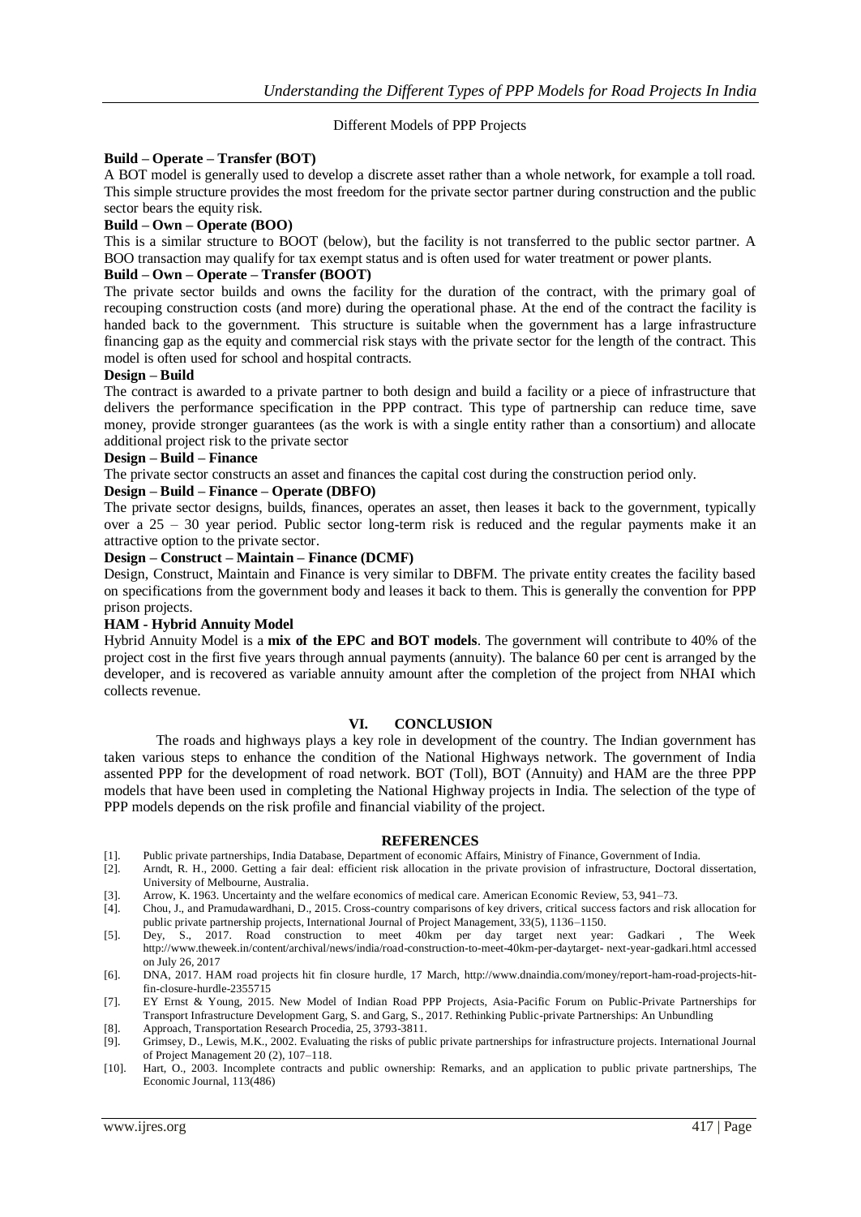Different Models of PPP Projects

**Build – Operate – Transfer (BOT)**

A BOT model is generally used to develop a discrete asset rather than a whole network, for example a toll road. This simple structure provides the most freedom for the private sector partner during construction and the public sector bears the equity risk.

**Build – Own – Operate (BOO)**

This is a similar structure to BOOT (below), but the facility is not transferred to the public sector partner. A BOO transaction may qualify for tax exempt status and is often used for water treatment or power plants.

**Build – Own – Operate – Transfer (BOOT)**

The private sector builds and owns the facility for the duration of the contract, with the primary goal of recouping construction costs (and more) during the operational phase. At the end of the contract the facility is handed back to the government. This structure is suitable when the government has a large infrastructure financing gap as the equity and commercial risk stays with the private sector for the length of the contract. This model is often used for school and hospital contracts.

**Design – Build**

The contract is awarded to a private partner to both design and build a facility or a piece of infrastructure that delivers the performance specification in the PPP contract. This type of partnership can reduce time, save money, provide stronger guarantees (as the work is with a single entity rather than a consortium) and allocate additional project risk to the private sector

**Design – Build – Finance**

The private sector constructs an asset and finances the capital cost during the construction period only.

**Design – Build – Finance – Operate (DBFO)**

The private sector designs, builds, finances, operates an asset, then leases it back to the government, typically over a 25 – 30 year period. Public sector long-term risk is reduced and the regular payments make it an attractive option to the private sector.

**Design – Construct – Maintain – Finance (DCMF)**

Design, Construct, Maintain and Finance is very similar to DBFM. The private entity creates the facility based on specifications from the government body and leases it back to them. This is generally the convention for PPP prison projects.

**HAM - Hybrid Annuity Model**

Hybrid Annuity Model is a **mix of the EPC and BOT models**. The government will contribute to 40% of the project cost in the first five years through annual payments (annuity). The balance 60 per cent is arranged by the developer, and is recovered as variable annuity amount after the completion of the project from NHAI which collects revenue.

## VI. CONCLUSION

The roads and highways plays a key role in development of the country. The Indian government has taken various steps to enhance the condition of the National Highways network. The government of India assented PPP for the development of road network. BOT (Toll), BOT (Annuity) and HAM are the three PPP models that have been used in completing the National Highway projects in India. The selection of the type of PPP models depends on the risk profile and financial viability of the project.

## REFERENCES

[1]. Public private partnerships, India Database, Department of economic Affairs, Ministry of Finance, Government of India.

[2]. Arndt, R. H., 2000. Getting a fair deal: efficient risk allocation in the private provision of infrastructure, Doctoral dissertation, University of Melbourne, Australia.

[3]. Arrow, K. 1963. Uncertainty and the welfare economics of medical care. American Economic Review, 53, 941–73.

[4]. Chou, J., and Pramudawardhani, D., 2015. Cross-country comparisons of key drivers, critical success factors and risk allocation for public private partnership projects, International Journal of Project Management, 33(5), 1136–1150.

[5]. Dey, S., 2017. Road construction to meet 40km per day target next year: Gadkari , The Week http://www.theweek.in/content/archival/news/india/road-construction-to-meet-40km-per-daytarget- next-year-gadkari.html accessed on July 26, 2017

[6]. DNA, 2017. HAM road projects hit fin closure hurdle, 17 March, http://www.dnaindia.com/money/report-ham-road-projects-hit-fin-closure-hurdle-2355715

[7]. EY Ernst & Young, 2015. New Model of Indian Road PPP Projects, Asia-Pacific Forum on Public-Private Partnerships for Transport Infrastructure Development Garg, S. and Garg, S., 2017. Rethinking Public-private Partnerships: An Unbundling

[8]. Approach, Transportation Research Procedia, 25, 3793-3811.

[9]. Grimsey, D., Lewis, M.K., 2002. Evaluating the risks of public private partnerships for infrastructure projects. International Journal of Project Management 20 (2), 107–118.

[10]. Hart, O., 2003. Incomplete contracts and public ownership: Remarks, and an application to public private partnerships, The Economic Journal, 113(486)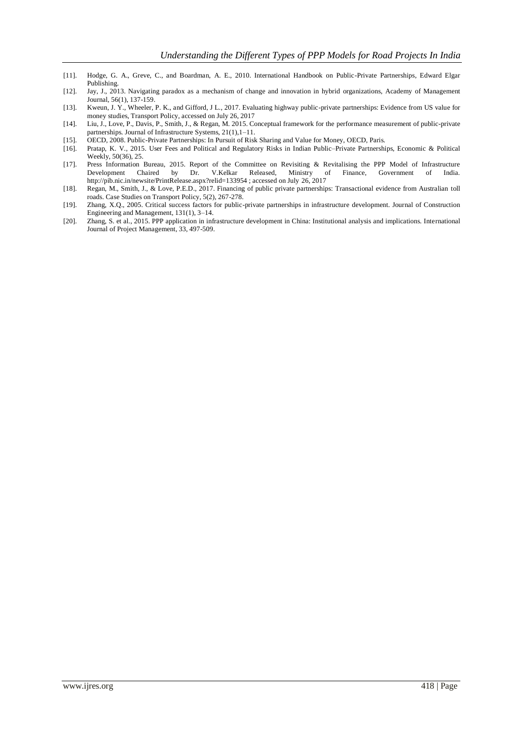[11]. Hodge, G. A., Greve, C., and Boardman, A. E., 2010. International Handbook on Public-Private Partnerships, Edward Elgar Publishing.

[12]. Jay, J., 2013. Navigating paradox as a mechanism of change and innovation in hybrid organizations, Academy of Management Journal, 56(1), 137-159.

[13]. Kweun, J. Y., Wheeler, P. K., and Gifford, J L., 2017. Evaluating highway public-private partnerships: Evidence from US value for money studies, Transport Policy, accessed on July 26, 2017

[14]. Liu, J., Love, P., Davis, P., Smith, J., & Regan, M. 2015. Conceptual framework for the performance measurement of public-private partnerships. Journal of Infrastructure Systems, 21(1),1–11.

[15]. OECD, 2008. Public-Private Partnerships: In Pursuit of Risk Sharing and Value for Money, OECD, Paris.

[16]. Pratap, K. V., 2015. User Fees and Political and Regulatory Risks in Indian Public–Private Partnerships, Economic & Political Weekly, 50(36), 25.

[17]. Press Information Bureau, 2015. Report of the Committee on Revisiting & Revitalising the PPP Model of Infrastructure Development Chaired by Dr. V.Kelkar Released, Ministry of Finance, Government of India. http://pib.nic.in/newsite/PrintRelease.aspx?relid=133954 ; accessed on July 26, 2017

[18]. Regan, M., Smith, J., & Love, P.E.D., 2017. Financing of public private partnerships: Transactional evidence from Australian toll roads. Case Studies on Transport Policy, 5(2), 267-278.

[19]. Zhang, X.Q., 2005. Critical success factors for public-private partnerships in infrastructure development. Journal of Construction Engineering and Management, 131(1), 3–14.

[20]. Zhang, S. et al., 2015. PPP application in infrastructure development in China: Institutional analysis and implications. International Journal of Project Management, 33, 497-509.